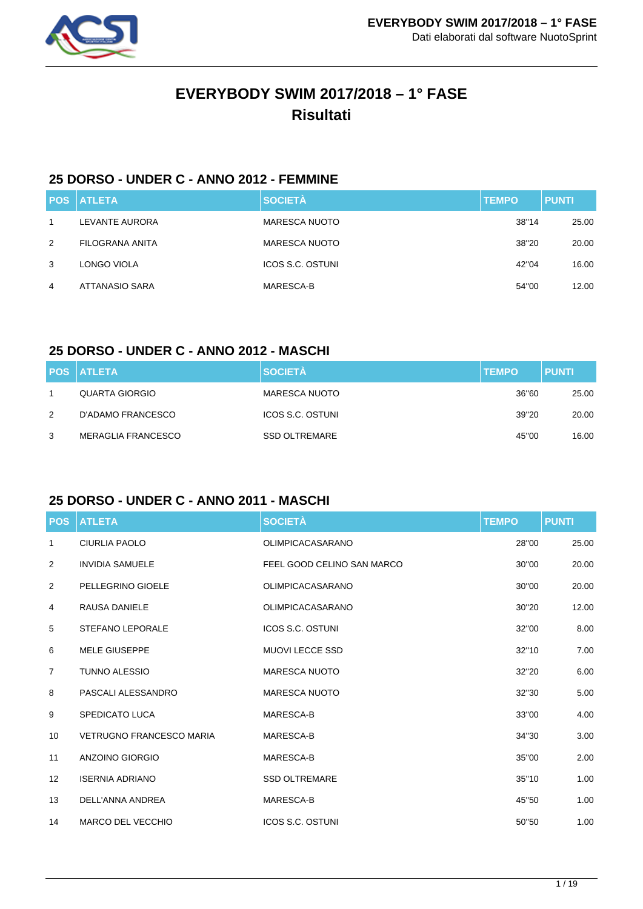# EVERYBODY SWIM 2017/2018 – 1° FASE
# Risultati

## 25 DORSO - UNDER C - ANNO 2012 - FEMMINE

| POS | ATLETA | SOCIETÀ | TEMPO | PUNTI |
|---|---|---|---|---|
| 1 | LEVANTE AURORA | MARESCA NUOTO | 38"14 | 25.00 |
| 2 | FILOGRANA ANITA | MARESCA NUOTO | 38"20 | 20.00 |
| 3 | LONGO VIOLA | ICOS S.C. OSTUNI | 42"04 | 16.00 |
| 4 | ATTANASIO SARA | MARESCA-B | 54"00 | 12.00 |

## 25 DORSO - UNDER C - ANNO 2012 - MASCHI

| POS | ATLETA | SOCIETÀ | TEMPO | PUNTI |
|---|---|---|---|---|
| 1 | QUARTA GIORGIO | MARESCA NUOTO | 36"60 | 25.00 |
| 2 | D'ADAMO FRANCESCO | ICOS S.C. OSTUNI | 39"20 | 20.00 |
| 3 | MERAGLIA FRANCESCO | SSD OLTREMARE | 45"00 | 16.00 |

## 25 DORSO - UNDER C - ANNO 2011 - MASCHI

| POS | ATLETA | SOCIETÀ | TEMPO | PUNTI |
|---|---|---|---|---|
| 1 | CIURLIA PAOLO | OLIMPICACASARANO | 28"00 | 25.00 |
| 2 | INVIDIA SAMUELE | FEEL GOOD CELINO SAN MARCO | 30"00 | 20.00 |
| 2 | PELLEGRINO GIOELE | OLIMPICACASARANO | 30"00 | 20.00 |
| 4 | RAUSA DANIELE | OLIMPICACASARANO | 30"20 | 12.00 |
| 5 | STEFANO LEPORALE | ICOS S.C. OSTUNI | 32"00 | 8.00 |
| 6 | MELE GIUSEPPE | MUOVI LECCE SSD | 32"10 | 7.00 |
| 7 | TUNNO ALESSIO | MARESCA NUOTO | 32"20 | 6.00 |
| 8 | PASCALI ALESSANDRO | MARESCA NUOTO | 32"30 | 5.00 |
| 9 | SPEDICATO LUCA | MARESCA-B | 33"00 | 4.00 |
| 10 | VETRUGNO FRANCESCO MARIA | MARESCA-B | 34"30 | 3.00 |
| 11 | ANZOINO GIORGIO | MARESCA-B | 35"00 | 2.00 |
| 12 | ISERNIA ADRIANO | SSD OLTREMARE | 35"10 | 1.00 |
| 13 | DELL'ANNA ANDREA | MARESCA-B | 45"50 | 1.00 |
| 14 | MARCO DEL VECCHIO | ICOS S.C. OSTUNI | 50"50 | 1.00 |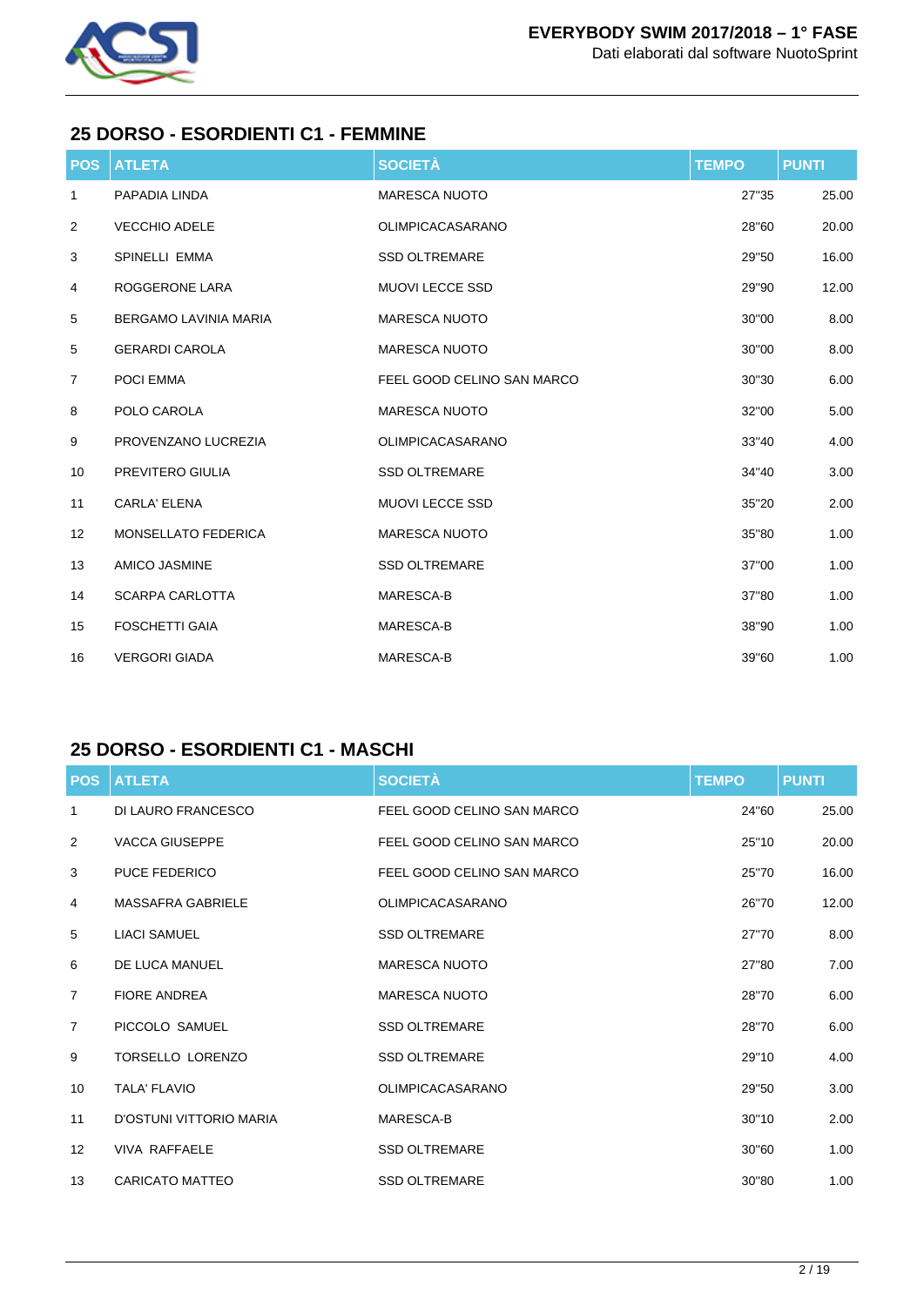## 25 DORSO - ESORDIENTI C1 - FEMMINE

| POS | ATLETA | SOCIETÀ | TEMPO | PUNTI |
|---|---|---|---|---|
| 1 | PAPADIA LINDA | MARESCA NUOTO | 27"35 | 25.00 |
| 2 | VECCHIO ADELE | OLIMPICACASARANO | 28"60 | 20.00 |
| 3 | SPINELLI EMMA | SSD OLTREMARE | 29"50 | 16.00 |
| 4 | ROGGERONE LARA | MUOVI LECCE SSD | 29"90 | 12.00 |
| 5 | BERGAMO LAVINIA MARIA | MARESCA NUOTO | 30"00 | 8.00 |
| 5 | GERARDI CAROLA | MARESCA NUOTO | 30"00 | 8.00 |
| 7 | POCI EMMA | FEEL GOOD CELINO SAN MARCO | 30"30 | 6.00 |
| 8 | POLO CAROLA | MARESCA NUOTO | 32"00 | 5.00 |
| 9 | PROVENZANO LUCREZIA | OLIMPICACASARANO | 33"40 | 4.00 |
| 10 | PREVITERO GIULIA | SSD OLTREMARE | 34"40 | 3.00 |
| 11 | CARLA' ELENA | MUOVI LECCE SSD | 35"20 | 2.00 |
| 12 | MONSELLATO FEDERICA | MARESCA NUOTO | 35"80 | 1.00 |
| 13 | AMICO JASMINE | SSD OLTREMARE | 37"00 | 1.00 |
| 14 | SCARPA CARLOTTA | MARESCA-B | 37"80 | 1.00 |
| 15 | FOSCHETTI GAIA | MARESCA-B | 38"90 | 1.00 |
| 16 | VERGORI GIADA | MARESCA-B | 39"60 | 1.00 |

## 25 DORSO - ESORDIENTI C1 - MASCHI

| POS | ATLETA | SOCIETÀ | TEMPO | PUNTI |
|---|---|---|---|---|
| 1 | DI LAURO FRANCESCO | FEEL GOOD CELINO SAN MARCO | 24"60 | 25.00 |
| 2 | VACCA GIUSEPPE | FEEL GOOD CELINO SAN MARCO | 25"10 | 20.00 |
| 3 | PUCE FEDERICO | FEEL GOOD CELINO SAN MARCO | 25"70 | 16.00 |
| 4 | MASSAFRA GABRIELE | OLIMPICACASARANO | 26"70 | 12.00 |
| 5 | LIACI SAMUEL | SSD OLTREMARE | 27"70 | 8.00 |
| 6 | DE LUCA MANUEL | MARESCA NUOTO | 27"80 | 7.00 |
| 7 | FIORE ANDREA | MARESCA NUOTO | 28"70 | 6.00 |
| 7 | PICCOLO SAMUEL | SSD OLTREMARE | 28"70 | 6.00 |
| 9 | TORSELLO LORENZO | SSD OLTREMARE | 29"10 | 4.00 |
| 10 | TALA' FLAVIO | OLIMPICACASARANO | 29"50 | 3.00 |
| 11 | D'OSTUNI VITTORIO MARIA | MARESCA-B | 30"10 | 2.00 |
| 12 | VIVA RAFFAELE | SSD OLTREMARE | 30"60 | 1.00 |
| 13 | CARICATO MATTEO | SSD OLTREMARE | 30"80 | 1.00 |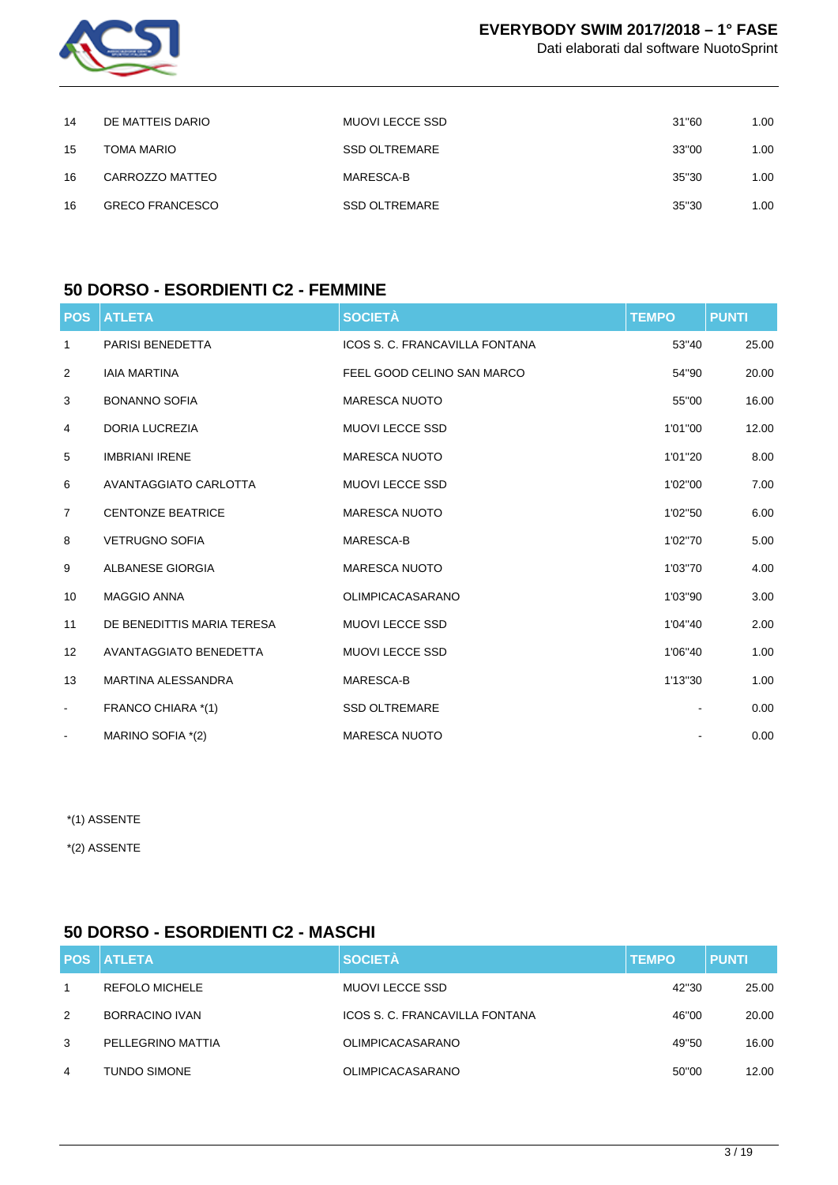| | | | | |
|---|---|---|---|---|
| 14 | DE MATTEIS DARIO | MUOVI LECCE SSD | 31"60 | 1.00 |
| 15 | TOMA MARIO | SSD OLTREMARE | 33"00 | 1.00 |
| 16 | CARROZZO MATTEO | MARESCA-B | 35"30 | 1.00 |
| 16 | GRECO FRANCESCO | SSD OLTREMARE | 35"30 | 1.00 |

## 50 DORSO - ESORDIENTI C2 - FEMMINE

| POS | ATLETA | SOCIETÀ | TEMPO | PUNTI |
|---|---|---|---|---|
| 1 | PARISI BENEDETTA | ICOS S. C. FRANCAVILLA FONTANA | 53"40 | 25.00 |
| 2 | IAIA MARTINA | FEEL GOOD CELINO SAN MARCO | 54"90 | 20.00 |
| 3 | BONANNO SOFIA | MARESCA NUOTO | 55"00 | 16.00 |
| 4 | DORIA LUCREZIA | MUOVI LECCE SSD | 1'01"00 | 12.00 |
| 5 | IMBRIANI IRENE | MARESCA NUOTO | 1'01"20 | 8.00 |
| 6 | AVANTAGGIATO CARLOTTA | MUOVI LECCE SSD | 1'02"00 | 7.00 |
| 7 | CENTONZE BEATRICE | MARESCA NUOTO | 1'02"50 | 6.00 |
| 8 | VETRUGNO SOFIA | MARESCA-B | 1'02"70 | 5.00 |
| 9 | ALBANESE GIORGIA | MARESCA NUOTO | 1'03"70 | 4.00 |
| 10 | MAGGIO ANNA | OLIMPICACASARANO | 1'03"90 | 3.00 |
| 11 | DE BENEDITTIS MARIA TERESA | MUOVI LECCE SSD | 1'04"40 | 2.00 |
| 12 | AVANTAGGIATO BENEDETTA | MUOVI LECCE SSD | 1'06"40 | 1.00 |
| 13 | MARTINA ALESSANDRA | MARESCA-B | 1'13"30 | 1.00 |
| - | FRANCO CHIARA *(1) | SSD OLTREMARE | - | 0.00 |
| - | MARINO SOFIA *(2) | MARESCA NUOTO | - | 0.00 |

*(1) ASSENTE

*(2) ASSENTE

## 50 DORSO - ESORDIENTI C2 - MASCHI

| POS | ATLETA | SOCIETÀ | TEMPO | PUNTI |
|---|---|---|---|---|
| 1 | REFOLO MICHELE | MUOVI LECCE SSD | 42"30 | 25.00 |
| 2 | BORRACINO IVAN | ICOS S. C. FRANCAVILLA FONTANA | 46"00 | 20.00 |
| 3 | PELLEGRINO MATTIA | OLIMPICACASARANO | 49"50 | 16.00 |
| 4 | TUNDO SIMONE | OLIMPICACASARANO | 50"00 | 12.00 |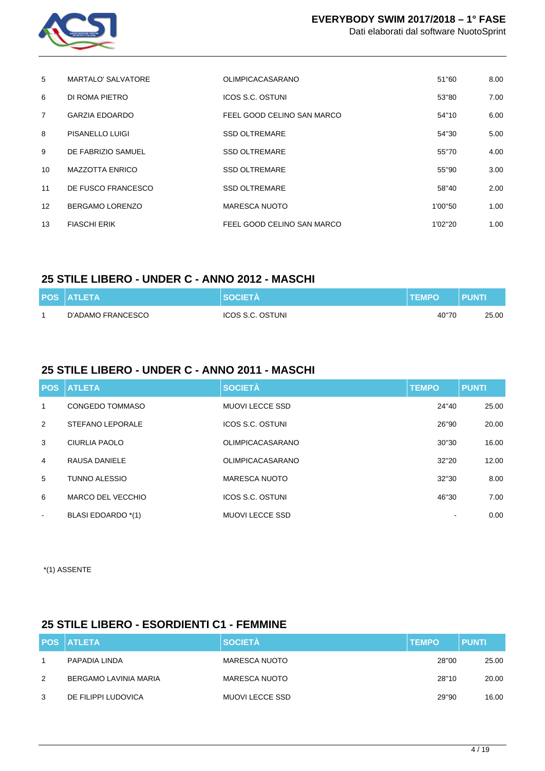| POS | ATLETA | SOCIETÀ | TEMPO | PUNTI |
|---|---|---|---|---|
| 5 | MARTALO' SALVATORE | OLIMPICACASARANO | 51"60 | 8.00 |
| 6 | DI ROMA PIETRO | ICOS S.C. OSTUNI | 53"80 | 7.00 |
| 7 | GARZIA EDOARDO | FEEL GOOD CELINO SAN MARCO | 54"10 | 6.00 |
| 8 | PISANELLO LUIGI | SSD OLTREMARE | 54"30 | 5.00 |
| 9 | DE FABRIZIO SAMUEL | SSD OLTREMARE | 55"70 | 4.00 |
| 10 | MAZZOTTA ENRICO | SSD OLTREMARE | 55"90 | 3.00 |
| 11 | DE FUSCO FRANCESCO | SSD OLTREMARE | 58"40 | 2.00 |
| 12 | BERGAMO LORENZO | MARESCA NUOTO | 1'00"50 | 1.00 |
| 13 | FIASCHI ERIK | FEEL GOOD CELINO SAN MARCO | 1'02"20 | 1.00 |

## 25 STILE LIBERO - UNDER C - ANNO 2012 - MASCHI

| POS | ATLETA | SOCIETÀ | TEMPO | PUNTI |
|---|---|---|---|---|
| 1 | D'ADAMO FRANCESCO | ICOS S.C. OSTUNI | 40"70 | 25.00 |

## 25 STILE LIBERO - UNDER C - ANNO 2011 - MASCHI

| POS | ATLETA | SOCIETÀ | TEMPO | PUNTI |
|---|---|---|---|---|
| 1 | CONGEDO TOMMASO | MUOVI LECCE SSD | 24"40 | 25.00 |
| 2 | STEFANO LEPORALE | ICOS S.C. OSTUNI | 26"90 | 20.00 |
| 3 | CIURLIA PAOLO | OLIMPICACASARANO | 30"30 | 16.00 |
| 4 | RAUSA DANIELE | OLIMPICACASARANO | 32"20 | 12.00 |
| 5 | TUNNO ALESSIO | MARESCA NUOTO | 32"30 | 8.00 |
| 6 | MARCO DEL VECCHIO | ICOS S.C. OSTUNI | 46"30 | 7.00 |
| - | BLASI EDOARDO *(1) | MUOVI LECCE SSD | - | 0.00 |

*(1) ASSENTE

## 25 STILE LIBERO - ESORDIENTI C1 - FEMMINE

| POS | ATLETA | SOCIETÀ | TEMPO | PUNTI |
|---|---|---|---|---|
| 1 | PAPADIA LINDA | MARESCA NUOTO | 28"00 | 25.00 |
| 2 | BERGAMO LAVINIA MARIA | MARESCA NUOTO | 28"10 | 20.00 |
| 3 | DE FILIPPI LUDOVICA | MUOVI LECCE SSD | 29"90 | 16.00 |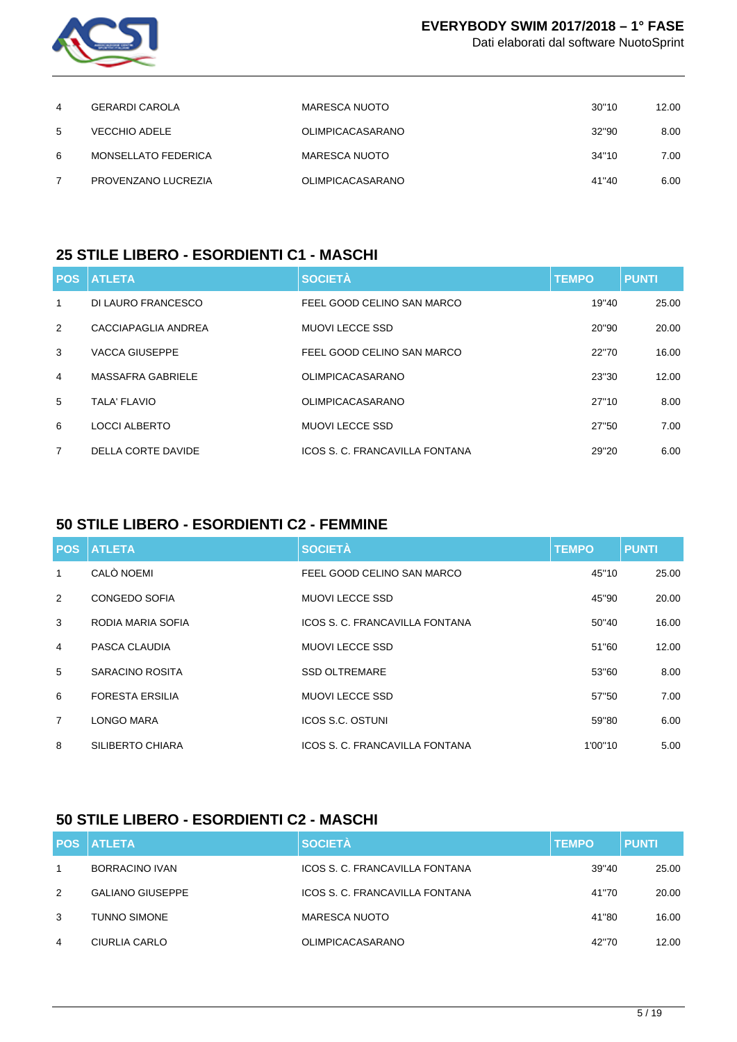| POS | ATLETA | SOCIETÀ | TEMPO | PUNTI |
|---|---|---|---|---|
| 4 | GERARDI CAROLA | MARESCA NUOTO | 30"10 | 12.00 |
| 5 | VECCHIO ADELE | OLIMPICACASARANO | 32"90 | 8.00 |
| 6 | MONSELLATO FEDERICA | MARESCA NUOTO | 34"10 | 7.00 |
| 7 | PROVENZANO LUCREZIA | OLIMPICACASARANO | 41"40 | 6.00 |

## 25 STILE LIBERO - ESORDIENTI C1 - MASCHI

| POS | ATLETA | SOCIETÀ | TEMPO | PUNTI |
|---|---|---|---|---|
| 1 | DI LAURO FRANCESCO | FEEL GOOD CELINO SAN MARCO | 19"40 | 25.00 |
| 2 | CACCIAPAGLIA ANDREA | MUOVI LECCE SSD | 20"90 | 20.00 |
| 3 | VACCA GIUSEPPE | FEEL GOOD CELINO SAN MARCO | 22"70 | 16.00 |
| 4 | MASSAFRA GABRIELE | OLIMPICACASARANO | 23"30 | 12.00 |
| 5 | TALA' FLAVIO | OLIMPICACASARANO | 27"10 | 8.00 |
| 6 | LOCCI ALBERTO | MUOVI LECCE SSD | 27"50 | 7.00 |
| 7 | DELLA CORTE DAVIDE | ICOS S. C. FRANCAVILLA FONTANA | 29"20 | 6.00 |

## 50 STILE LIBERO - ESORDIENTI C2 - FEMMINE

| POS | ATLETA | SOCIETÀ | TEMPO | PUNTI |
|---|---|---|---|---|
| 1 | CALÒ NOEMI | FEEL GOOD CELINO SAN MARCO | 45"10 | 25.00 |
| 2 | CONGEDO SOFIA | MUOVI LECCE SSD | 45"90 | 20.00 |
| 3 | RODIA MARIA SOFIA | ICOS S. C. FRANCAVILLA FONTANA | 50"40 | 16.00 |
| 4 | PASCA CLAUDIA | MUOVI LECCE SSD | 51"60 | 12.00 |
| 5 | SARACINO ROSITA | SSD OLTREMARE | 53"60 | 8.00 |
| 6 | FORESTA ERSILIA | MUOVI LECCE SSD | 57"50 | 7.00 |
| 7 | LONGO MARA | ICOS S.C. OSTUNI | 59"80 | 6.00 |
| 8 | SILIBERTO CHIARA | ICOS S. C. FRANCAVILLA FONTANA | 1'00"10 | 5.00 |

## 50 STILE LIBERO - ESORDIENTI C2 - MASCHI

| POS | ATLETA | SOCIETÀ | TEMPO | PUNTI |
|---|---|---|---|---|
| 1 | BORRACINO IVAN | ICOS S. C. FRANCAVILLA FONTANA | 39"40 | 25.00 |
| 2 | GALIANO GIUSEPPE | ICOS S. C. FRANCAVILLA FONTANA | 41"70 | 20.00 |
| 3 | TUNNO SIMONE | MARESCA NUOTO | 41"80 | 16.00 |
| 4 | CIURLIA CARLO | OLIMPICACASARANO | 42"70 | 12.00 |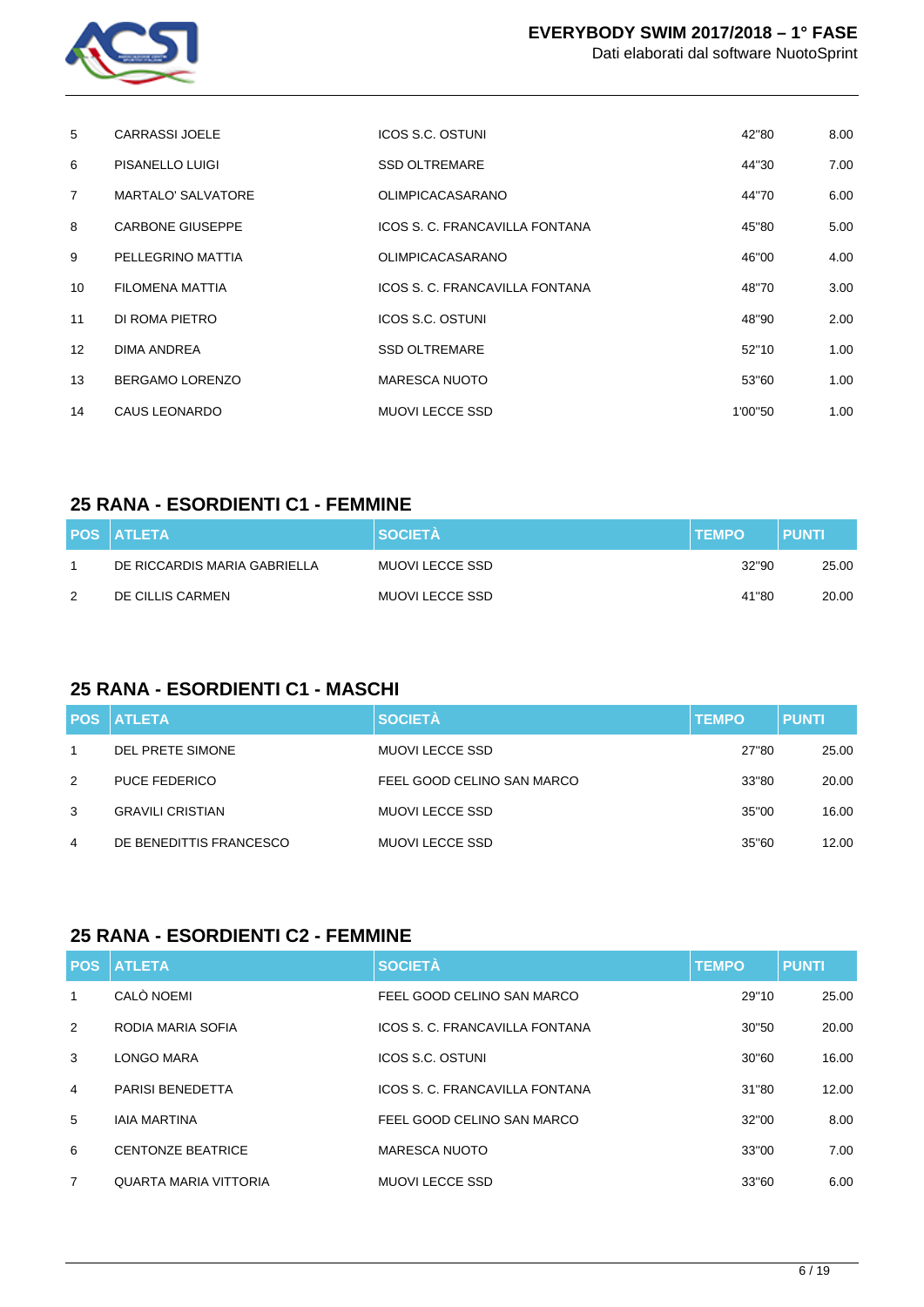| POS | ATLETA | SOCIETÀ | TEMPO | PUNTI |
|---|---|---|---|---|
| 5 | CARRASSI JOELE | ICOS S.C. OSTUNI | 42"80 | 8.00 |
| 6 | PISANELLO LUIGI | SSD OLTREMARE | 44"30 | 7.00 |
| 7 | MARTALO' SALVATORE | OLIMPICACASARANO | 44"70 | 6.00 |
| 8 | CARBONE GIUSEPPE | ICOS S. C. FRANCAVILLA FONTANA | 45"80 | 5.00 |
| 9 | PELLEGRINO MATTIA | OLIMPICACASARANO | 46"00 | 4.00 |
| 10 | FILOMENA MATTIA | ICOS S. C. FRANCAVILLA FONTANA | 48"70 | 3.00 |
| 11 | DI ROMA PIETRO | ICOS S.C. OSTUNI | 48"90 | 2.00 |
| 12 | DIMA ANDREA | SSD OLTREMARE | 52"10 | 1.00 |
| 13 | BERGAMO LORENZO | MARESCA NUOTO | 53"60 | 1.00 |
| 14 | CAUS LEONARDO | MUOVI LECCE SSD | 1'00"50 | 1.00 |

## 25 RANA - ESORDIENTI C1 - FEMMINE

| POS | ATLETA | SOCIETÀ | TEMPO | PUNTI |
|---|---|---|---|---|
| 1 | DE RICCARDIS MARIA GABRIELLA | MUOVI LECCE SSD | 32"90 | 25.00 |
| 2 | DE CILLIS CARMEN | MUOVI LECCE SSD | 41"80 | 20.00 |

## 25 RANA - ESORDIENTI C1 - MASCHI

| POS | ATLETA | SOCIETÀ | TEMPO | PUNTI |
|---|---|---|---|---|
| 1 | DEL PRETE SIMONE | MUOVI LECCE SSD | 27"80 | 25.00 |
| 2 | PUCE FEDERICO | FEEL GOOD CELINO SAN MARCO | 33"80 | 20.00 |
| 3 | GRAVILI CRISTIAN | MUOVI LECCE SSD | 35"00 | 16.00 |
| 4 | DE BENEDITTIS FRANCESCO | MUOVI LECCE SSD | 35"60 | 12.00 |

## 25 RANA - ESORDIENTI C2 - FEMMINE

| POS | ATLETA | SOCIETÀ | TEMPO | PUNTI |
|---|---|---|---|---|
| 1 | CALÒ NOEMI | FEEL GOOD CELINO SAN MARCO | 29"10 | 25.00 |
| 2 | RODIA MARIA SOFIA | ICOS S. C. FRANCAVILLA FONTANA | 30"50 | 20.00 |
| 3 | LONGO MARA | ICOS S.C. OSTUNI | 30"60 | 16.00 |
| 4 | PARISI BENEDETTA | ICOS S. C. FRANCAVILLA FONTANA | 31"80 | 12.00 |
| 5 | IAIA MARTINA | FEEL GOOD CELINO SAN MARCO | 32"00 | 8.00 |
| 6 | CENTONZE BEATRICE | MARESCA NUOTO | 33"00 | 7.00 |
| 7 | QUARTA MARIA VITTORIA | MUOVI LECCE SSD | 33"60 | 6.00 |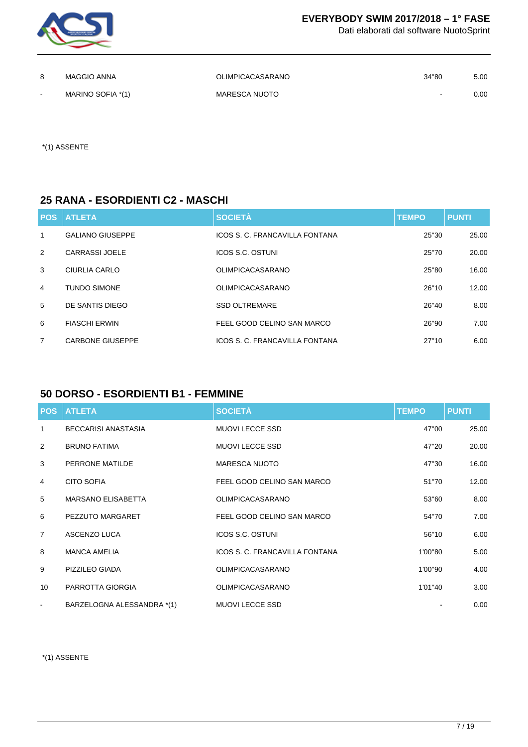| | | | | |
|---|---|---|---|---|
| 8 | MAGGIO ANNA | OLIMPICACASARANO | 34"80 | 5.00 |
| - | MARINO SOFIA *(1) | MARESCA NUOTO | - | 0.00 |

*(1) ASSENTE

## 25 RANA - ESORDIENTI C2 - MASCHI

| POS | ATLETA | SOCIETÀ | TEMPO | PUNTI |
|---|---|---|---|---|
| 1 | GALIANO GIUSEPPE | ICOS S. C. FRANCAVILLA FONTANA | 25"30 | 25.00 |
| 2 | CARRASSI JOELE | ICOS S.C. OSTUNI | 25"70 | 20.00 |
| 3 | CIURLIA CARLO | OLIMPICACASARANO | 25"80 | 16.00 |
| 4 | TUNDO SIMONE | OLIMPICACASARANO | 26"10 | 12.00 |
| 5 | DE SANTIS DIEGO | SSD OLTREMARE | 26"40 | 8.00 |
| 6 | FIASCHI ERWIN | FEEL GOOD CELINO SAN MARCO | 26"90 | 7.00 |
| 7 | CARBONE GIUSEPPE | ICOS S. C. FRANCAVILLA FONTANA | 27"10 | 6.00 |

## 50 DORSO - ESORDIENTI B1 - FEMMINE

| POS | ATLETA | SOCIETÀ | TEMPO | PUNTI |
|---|---|---|---|---|
| 1 | BECCARISI ANASTASIA | MUOVI LECCE SSD | 47"00 | 25.00 |
| 2 | BRUNO FATIMA | MUOVI LECCE SSD | 47"20 | 20.00 |
| 3 | PERRONE MATILDE | MARESCA NUOTO | 47"30 | 16.00 |
| 4 | CITO SOFIA | FEEL GOOD CELINO SAN MARCO | 51"70 | 12.00 |
| 5 | MARSANO ELISABETTA | OLIMPICACASARANO | 53"60 | 8.00 |
| 6 | PEZZUTO MARGARET | FEEL GOOD CELINO SAN MARCO | 54"70 | 7.00 |
| 7 | ASCENZO LUCA | ICOS S.C. OSTUNI | 56"10 | 6.00 |
| 8 | MANCA AMELIA | ICOS S. C. FRANCAVILLA FONTANA | 1'00"80 | 5.00 |
| 9 | PIZZILEO GIADA | OLIMPICACASARANO | 1'00"90 | 4.00 |
| 10 | PARROTTA GIORGIA | OLIMPICACASARANO | 1'01"40 | 3.00 |
| - | BARZELOGNA ALESSANDRA *(1) | MUOVI LECCE SSD | - | 0.00 |

*(1) ASSENTE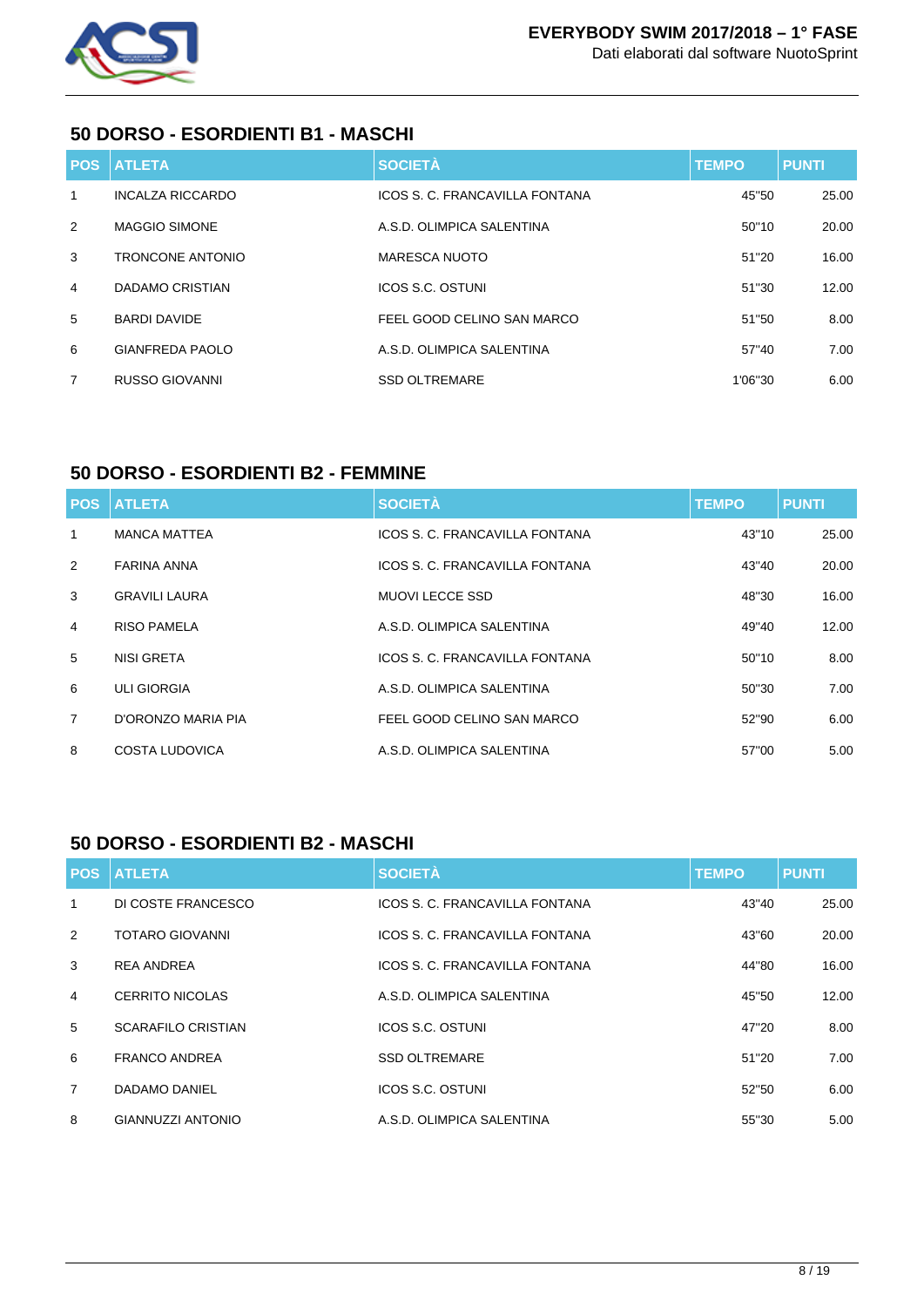## 50 DORSO - ESORDIENTI B1 - MASCHI

| POS | ATLETA | SOCIETÀ | TEMPO | PUNTI |
|---|---|---|---|---|
| 1 | INCALZA RICCARDO | ICOS S. C. FRANCAVILLA FONTANA | 45"50 | 25.00 |
| 2 | MAGGIO SIMONE | A.S.D. OLIMPICA SALENTINA | 50"10 | 20.00 |
| 3 | TRONCONE ANTONIO | MARESCA NUOTO | 51"20 | 16.00 |
| 4 | DADAMO CRISTIAN | ICOS S.C. OSTUNI | 51"30 | 12.00 |
| 5 | BARDI DAVIDE | FEEL GOOD CELINO SAN MARCO | 51"50 | 8.00 |
| 6 | GIANFREDA PAOLO | A.S.D. OLIMPICA SALENTINA | 57"40 | 7.00 |
| 7 | RUSSO GIOVANNI | SSD OLTREMARE | 1'06"30 | 6.00 |

## 50 DORSO - ESORDIENTI B2 - FEMMINE

| POS | ATLETA | SOCIETÀ | TEMPO | PUNTI |
|---|---|---|---|---|
| 1 | MANCA MATTEA | ICOS S. C. FRANCAVILLA FONTANA | 43"10 | 25.00 |
| 2 | FARINA ANNA | ICOS S. C. FRANCAVILLA FONTANA | 43"40 | 20.00 |
| 3 | GRAVILI LAURA | MUOVI LECCE SSD | 48"30 | 16.00 |
| 4 | RISO PAMELA | A.S.D. OLIMPICA SALENTINA | 49"40 | 12.00 |
| 5 | NISI GRETA | ICOS S. C. FRANCAVILLA FONTANA | 50"10 | 8.00 |
| 6 | ULI GIORGIA | A.S.D. OLIMPICA SALENTINA | 50"30 | 7.00 |
| 7 | D'ORONZO MARIA PIA | FEEL GOOD CELINO SAN MARCO | 52"90 | 6.00 |
| 8 | COSTA LUDOVICA | A.S.D. OLIMPICA SALENTINA | 57"00 | 5.00 |

## 50 DORSO - ESORDIENTI B2 - MASCHI

| POS | ATLETA | SOCIETÀ | TEMPO | PUNTI |
|---|---|---|---|---|
| 1 | DI COSTE FRANCESCO | ICOS S. C. FRANCAVILLA FONTANA | 43"40 | 25.00 |
| 2 | TOTARO GIOVANNI | ICOS S. C. FRANCAVILLA FONTANA | 43"60 | 20.00 |
| 3 | REA ANDREA | ICOS S. C. FRANCAVILLA FONTANA | 44"80 | 16.00 |
| 4 | CERRITO NICOLAS | A.S.D. OLIMPICA SALENTINA | 45"50 | 12.00 |
| 5 | SCARAFILO CRISTIAN | ICOS S.C. OSTUNI | 47"20 | 8.00 |
| 6 | FRANCO ANDREA | SSD OLTREMARE | 51"20 | 7.00 |
| 7 | DADAMO DANIEL | ICOS S.C. OSTUNI | 52"50 | 6.00 |
| 8 | GIANNUZZI ANTONIO | A.S.D. OLIMPICA SALENTINA | 55"30 | 5.00 |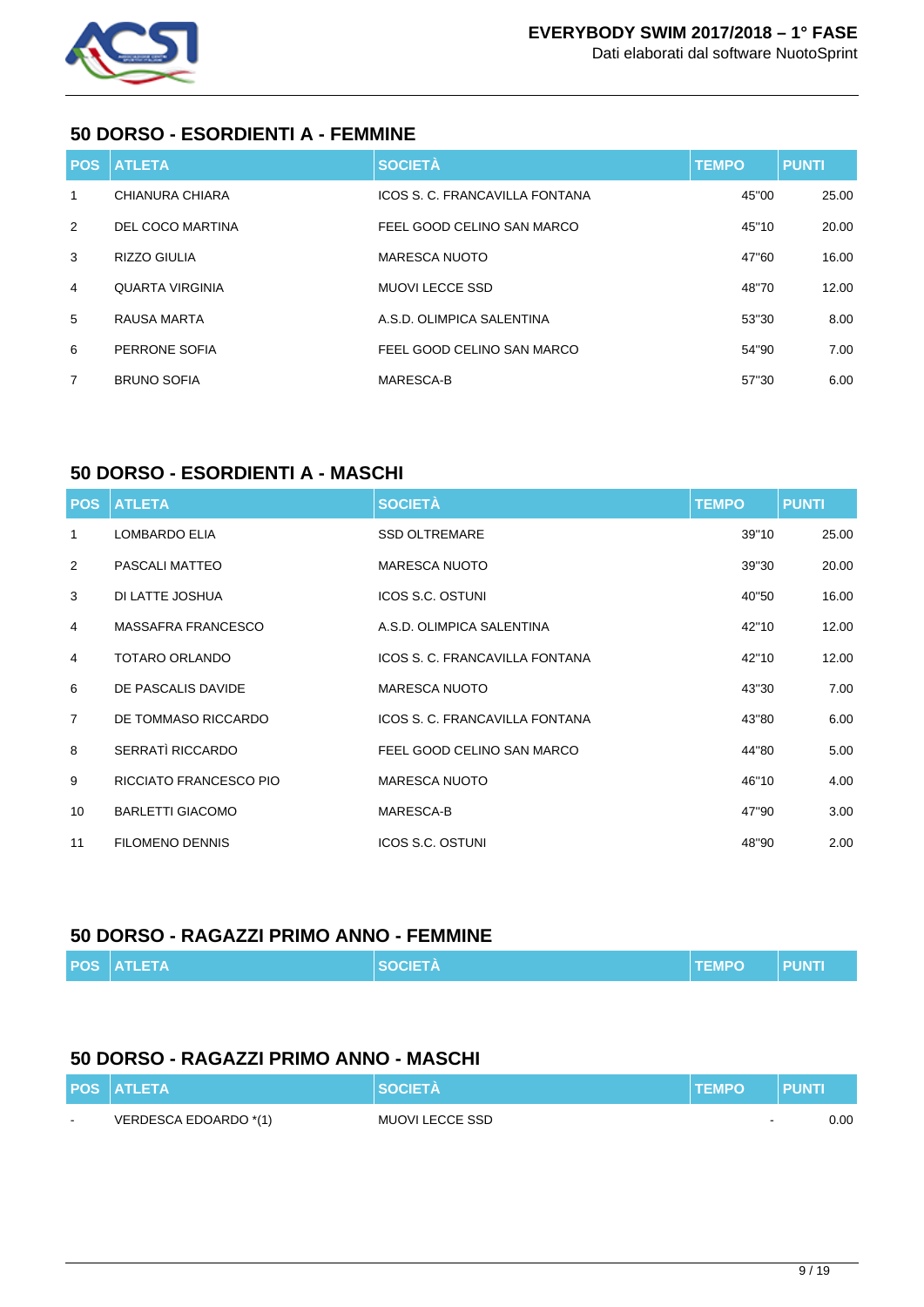## 50 DORSO - ESORDIENTI A - FEMMINE

| POS | ATLETA | SOCIETÀ | TEMPO | PUNTI |
|---|---|---|---|---|
| 1 | CHIANURA CHIARA | ICOS S. C. FRANCAVILLA FONTANA | 45"00 | 25.00 |
| 2 | DEL COCO MARTINA | FEEL GOOD CELINO SAN MARCO | 45"10 | 20.00 |
| 3 | RIZZO GIULIA | MARESCA NUOTO | 47"60 | 16.00 |
| 4 | QUARTA VIRGINIA | MUOVI LECCE SSD | 48"70 | 12.00 |
| 5 | RAUSA MARTA | A.S.D. OLIMPICA SALENTINA | 53"30 | 8.00 |
| 6 | PERRONE SOFIA | FEEL GOOD CELINO SAN MARCO | 54"90 | 7.00 |
| 7 | BRUNO SOFIA | MARESCA-B | 57"30 | 6.00 |

## 50 DORSO - ESORDIENTI A - MASCHI

| POS | ATLETA | SOCIETÀ | TEMPO | PUNTI |
|---|---|---|---|---|
| 1 | LOMBARDO ELIA | SSD OLTREMARE | 39"10 | 25.00 |
| 2 | PASCALI MATTEO | MARESCA NUOTO | 39"30 | 20.00 |
| 3 | DI LATTE JOSHUA | ICOS S.C. OSTUNI | 40"50 | 16.00 |
| 4 | MASSAFRA FRANCESCO | A.S.D. OLIMPICA SALENTINA | 42"10 | 12.00 |
| 4 | TOTARO ORLANDO | ICOS S. C. FRANCAVILLA FONTANA | 42"10 | 12.00 |
| 6 | DE PASCALIS DAVIDE | MARESCA NUOTO | 43"30 | 7.00 |
| 7 | DE TOMMASO RICCARDO | ICOS S. C. FRANCAVILLA FONTANA | 43"80 | 6.00 |
| 8 | SERRATÌ RICCARDO | FEEL GOOD CELINO SAN MARCO | 44"80 | 5.00 |
| 9 | RICCIATO FRANCESCO PIO | MARESCA NUOTO | 46"10 | 4.00 |
| 10 | BARLETTI GIACOMO | MARESCA-B | 47"90 | 3.00 |
| 11 | FILOMENO DENNIS | ICOS S.C. OSTUNI | 48"90 | 2.00 |

## 50 DORSO - RAGAZZI PRIMO ANNO - FEMMINE

| POS | ATLETA | SOCIETÀ | TEMPO | PUNTI |
|---|---|---|---|---|

## 50 DORSO - RAGAZZI PRIMO ANNO - MASCHI

| POS | ATLETA | SOCIETÀ | TEMPO | PUNTI |
|---|---|---|---|---|
| - | VERDESCA EDOARDO *(1) | MUOVI LECCE SSD | - | 0.00 |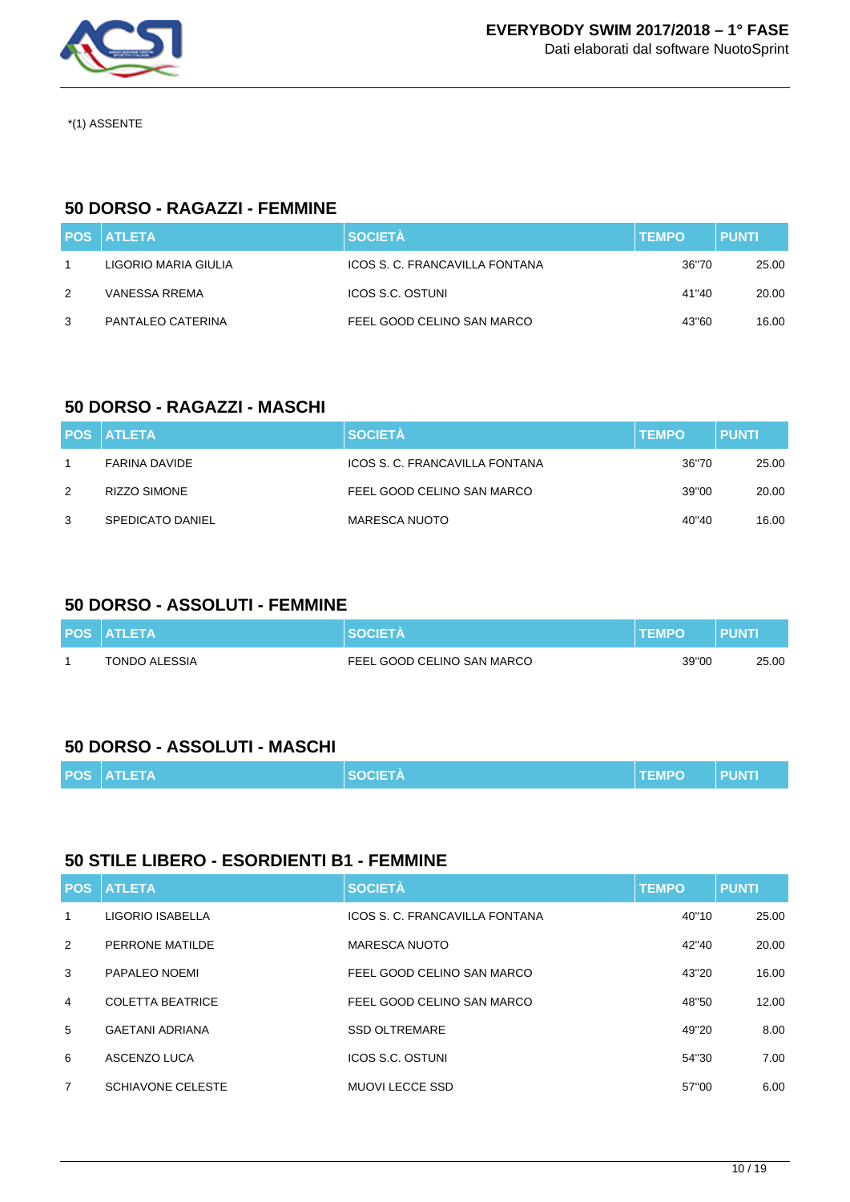*(1) ASSENTE

### 50 DORSO - RAGAZZI - FEMMINE

| POS | ATLETA | SOCIETÀ | TEMPO | PUNTI |
|---|---|---|---|---|
| 1 | LIGORIO MARIA GIULIA | ICOS S. C. FRANCAVILLA FONTANA | 36"70 | 25.00 |
| 2 | VANESSA RREMA | ICOS S.C. OSTUNI | 41"40 | 20.00 |
| 3 | PANTALEO CATERINA | FEEL GOOD CELINO SAN MARCO | 43"60 | 16.00 |

### 50 DORSO - RAGAZZI - MASCHI

| POS | ATLETA | SOCIETÀ | TEMPO | PUNTI |
|---|---|---|---|---|
| 1 | FARINA DAVIDE | ICOS S. C. FRANCAVILLA FONTANA | 36"70 | 25.00 |
| 2 | RIZZO SIMONE | FEEL GOOD CELINO SAN MARCO | 39"00 | 20.00 |
| 3 | SPEDICATO DANIEL | MARESCA NUOTO | 40"40 | 16.00 |

### 50 DORSO - ASSOLUTI - FEMMINE

| POS | ATLETA | SOCIETÀ | TEMPO | PUNTI |
|---|---|---|---|---|
| 1 | TONDO ALESSIA | FEEL GOOD CELINO SAN MARCO | 39"00 | 25.00 |

### 50 DORSO - ASSOLUTI - MASCHI

| POS | ATLETA | SOCIETÀ | TEMPO | PUNTI |
|---|---|---|---|---|

### 50 STILE LIBERO - ESORDIENTI B1 - FEMMINE

| POS | ATLETA | SOCIETÀ | TEMPO | PUNTI |
|---|---|---|---|---|
| 1 | LIGORIO ISABELLA | ICOS S. C. FRANCAVILLA FONTANA | 40"10 | 25.00 |
| 2 | PERRONE MATILDE | MARESCA NUOTO | 42"40 | 20.00 |
| 3 | PAPALEO NOEMI | FEEL GOOD CELINO SAN MARCO | 43"20 | 16.00 |
| 4 | COLETTA BEATRICE | FEEL GOOD CELINO SAN MARCO | 48"50 | 12.00 |
| 5 | GAETANI ADRIANA | SSD OLTREMARE | 49"20 | 8.00 |
| 6 | ASCENZO LUCA | ICOS S.C. OSTUNI | 54"30 | 7.00 |
| 7 | SCHIAVONE CELESTE | MUOVI LECCE SSD | 57"00 | 6.00 |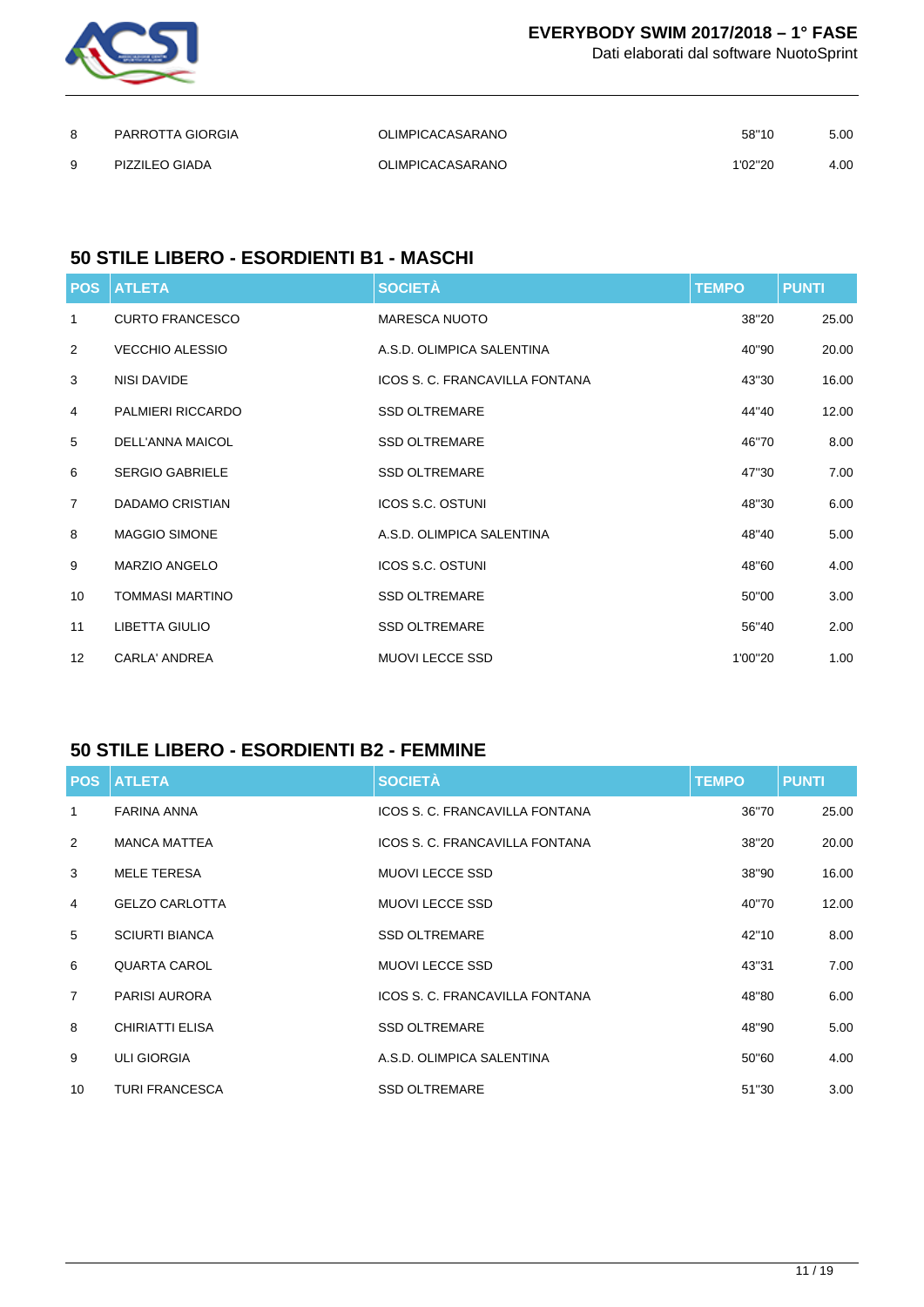| 8 | PARROTTA GIORGIA | OLIMPICACASARANO | 58"10 | 5.00 |
|---|---|---|---|---|
| 9 | PIZZILEO GIADA | OLIMPICACASARANO | 1'02"20 | 4.00 |

## 50 STILE LIBERO - ESORDIENTI B1 - MASCHI

| POS | ATLETA | SOCIETÀ | TEMPO | PUNTI |
|---|---|---|---|---|
| 1 | CURTO FRANCESCO | MARESCA NUOTO | 38"20 | 25.00 |
| 2 | VECCHIO ALESSIO | A.S.D. OLIMPICA SALENTINA | 40"90 | 20.00 |
| 3 | NISI DAVIDE | ICOS S. C. FRANCAVILLA FONTANA | 43"30 | 16.00 |
| 4 | PALMIERI RICCARDO | SSD OLTREMARE | 44"40 | 12.00 |
| 5 | DELL'ANNA MAICOL | SSD OLTREMARE | 46"70 | 8.00 |
| 6 | SERGIO GABRIELE | SSD OLTREMARE | 47"30 | 7.00 |
| 7 | DADAMO CRISTIAN | ICOS S.C. OSTUNI | 48"30 | 6.00 |
| 8 | MAGGIO SIMONE | A.S.D. OLIMPICA SALENTINA | 48"40 | 5.00 |
| 9 | MARZIO ANGELO | ICOS S.C. OSTUNI | 48"60 | 4.00 |
| 10 | TOMMASI MARTINO | SSD OLTREMARE | 50"00 | 3.00 |
| 11 | LIBETTA GIULIO | SSD OLTREMARE | 56"40 | 2.00 |
| 12 | CARLA' ANDREA | MUOVI LECCE SSD | 1'00"20 | 1.00 |

## 50 STILE LIBERO - ESORDIENTI B2 - FEMMINE

| POS | ATLETA | SOCIETÀ | TEMPO | PUNTI |
|---|---|---|---|---|
| 1 | FARINA ANNA | ICOS S. C. FRANCAVILLA FONTANA | 36"70 | 25.00 |
| 2 | MANCA MATTEA | ICOS S. C. FRANCAVILLA FONTANA | 38"20 | 20.00 |
| 3 | MELE TERESA | MUOVI LECCE SSD | 38"90 | 16.00 |
| 4 | GELZO CARLOTTA | MUOVI LECCE SSD | 40"70 | 12.00 |
| 5 | SCIURTI BIANCA | SSD OLTREMARE | 42"10 | 8.00 |
| 6 | QUARTA CAROL | MUOVI LECCE SSD | 43"31 | 7.00 |
| 7 | PARISI AURORA | ICOS S. C. FRANCAVILLA FONTANA | 48"80 | 6.00 |
| 8 | CHIRIATTI ELISA | SSD OLTREMARE | 48"90 | 5.00 |
| 9 | ULI GIORGIA | A.S.D. OLIMPICA SALENTINA | 50"60 | 4.00 |
| 10 | TURI FRANCESCA | SSD OLTREMARE | 51"30 | 3.00 |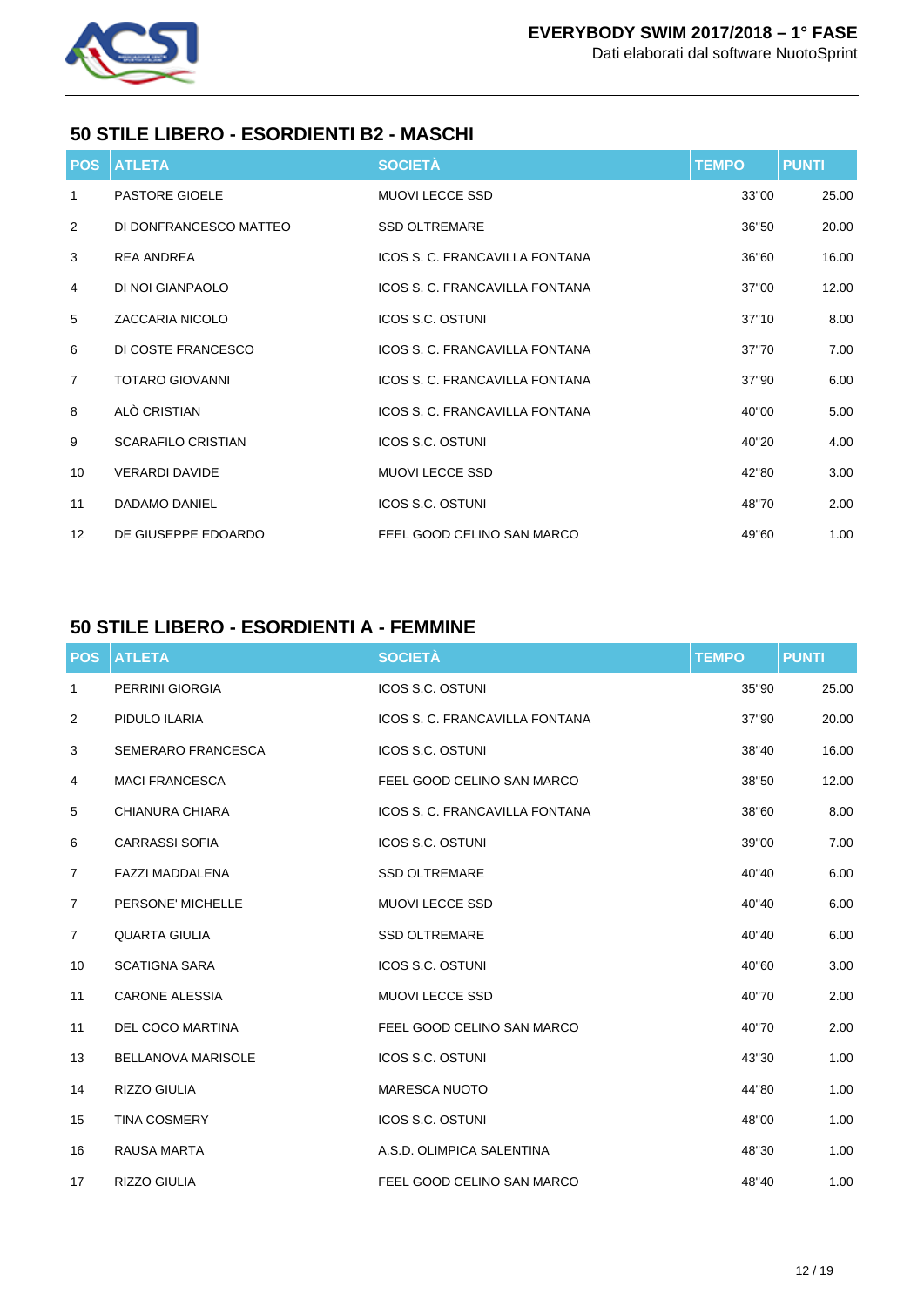## 50 STILE LIBERO - ESORDIENTI B2 - MASCHI

| POS | ATLETA | SOCIETÀ | TEMPO | PUNTI |
|---|---|---|---|---|
| 1 | PASTORE GIOELE | MUOVI LECCE SSD | 33"00 | 25.00 |
| 2 | DI DONFRANCESCO MATTEO | SSD OLTREMARE | 36"50 | 20.00 |
| 3 | REA ANDREA | ICOS S. C. FRANCAVILLA FONTANA | 36"60 | 16.00 |
| 4 | DI NOI GIANPAOLO | ICOS S. C. FRANCAVILLA FONTANA | 37"00 | 12.00 |
| 5 | ZACCARIA NICOLO | ICOS S.C. OSTUNI | 37"10 | 8.00 |
| 6 | DI COSTE FRANCESCO | ICOS S. C. FRANCAVILLA FONTANA | 37"70 | 7.00 |
| 7 | TOTARO GIOVANNI | ICOS S. C. FRANCAVILLA FONTANA | 37"90 | 6.00 |
| 8 | ALÒ CRISTIAN | ICOS S. C. FRANCAVILLA FONTANA | 40"00 | 5.00 |
| 9 | SCARAFILO CRISTIAN | ICOS S.C. OSTUNI | 40"20 | 4.00 |
| 10 | VERARDI DAVIDE | MUOVI LECCE SSD | 42"80 | 3.00 |
| 11 | DADAMO DANIEL | ICOS S.C. OSTUNI | 48"70 | 2.00 |
| 12 | DE GIUSEPPE EDOARDO | FEEL GOOD CELINO SAN MARCO | 49"60 | 1.00 |

## 50 STILE LIBERO - ESORDIENTI A - FEMMINE

| POS | ATLETA | SOCIETÀ | TEMPO | PUNTI |
|---|---|---|---|---|
| 1 | PERRINI GIORGIA | ICOS S.C. OSTUNI | 35"90 | 25.00 |
| 2 | PIDULO ILARIA | ICOS S. C. FRANCAVILLA FONTANA | 37"90 | 20.00 |
| 3 | SEMERARO FRANCESCA | ICOS S.C. OSTUNI | 38"40 | 16.00 |
| 4 | MACI FRANCESCA | FEEL GOOD CELINO SAN MARCO | 38"50 | 12.00 |
| 5 | CHIANURA CHIARA | ICOS S. C. FRANCAVILLA FONTANA | 38"60 | 8.00 |
| 6 | CARRASSI SOFIA | ICOS S.C. OSTUNI | 39"00 | 7.00 |
| 7 | FAZZI MADDALENA | SSD OLTREMARE | 40"40 | 6.00 |
| 7 | PERSONE' MICHELLE | MUOVI LECCE SSD | 40"40 | 6.00 |
| 7 | QUARTA GIULIA | SSD OLTREMARE | 40"40 | 6.00 |
| 10 | SCATIGNA SARA | ICOS S.C. OSTUNI | 40"60 | 3.00 |
| 11 | CARONE ALESSIA | MUOVI LECCE SSD | 40"70 | 2.00 |
| 11 | DEL COCO MARTINA | FEEL GOOD CELINO SAN MARCO | 40"70 | 2.00 |
| 13 | BELLANOVA MARISOLE | ICOS S.C. OSTUNI | 43"30 | 1.00 |
| 14 | RIZZO GIULIA | MARESCA NUOTO | 44"80 | 1.00 |
| 15 | TINA COSMERY | ICOS S.C. OSTUNI | 48"00 | 1.00 |
| 16 | RAUSA MARTA | A.S.D. OLIMPICA SALENTINA | 48"30 | 1.00 |
| 17 | RIZZO GIULIA | FEEL GOOD CELINO SAN MARCO | 48"40 | 1.00 |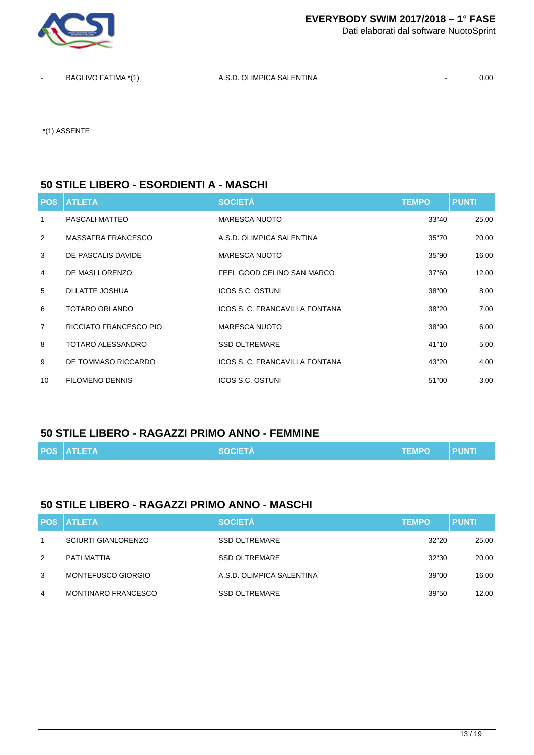| - | BAGLIVO FATIMA *(1) | A.S.D. OLIMPICA SALENTINA | - | 0.00 |
|---|---|---|---|---|

*(1) ASSENTE

## 50 STILE LIBERO - ESORDIENTI A - MASCHI

| POS | ATLETA | SOCIETÀ | TEMPO | PUNTI |
|---|---|---|---|---|
| 1 | PASCALI MATTEO | MARESCA NUOTO | 33"40 | 25.00 |
| 2 | MASSAFRA FRANCESCO | A.S.D. OLIMPICA SALENTINA | 35"70 | 20.00 |
| 3 | DE PASCALIS DAVIDE | MARESCA NUOTO | 35"90 | 16.00 |
| 4 | DE MASI LORENZO | FEEL GOOD CELINO SAN MARCO | 37"60 | 12.00 |
| 5 | DI LATTE JOSHUA | ICOS S.C. OSTUNI | 38"00 | 8.00 |
| 6 | TOTARO ORLANDO | ICOS S. C. FRANCAVILLA FONTANA | 38"20 | 7.00 |
| 7 | RICCIATO FRANCESCO PIO | MARESCA NUOTO | 38"90 | 6.00 |
| 8 | TOTARO ALESSANDRO | SSD OLTREMARE | 41"10 | 5.00 |
| 9 | DE TOMMASO RICCARDO | ICOS S. C. FRANCAVILLA FONTANA | 43"20 | 4.00 |
| 10 | FILOMENO DENNIS | ICOS S.C. OSTUNI | 51"00 | 3.00 |

## 50 STILE LIBERO - RAGAZZI PRIMO ANNO - FEMMINE

| POS | ATLETA | SOCIETÀ | TEMPO | PUNTI |
|---|---|---|---|---|

## 50 STILE LIBERO - RAGAZZI PRIMO ANNO - MASCHI

| POS | ATLETA | SOCIETÀ | TEMPO | PUNTI |
|---|---|---|---|---|
| 1 | SCIURTI GIANLORENZO | SSD OLTREMARE | 32"20 | 25.00 |
| 2 | PATI MATTIA | SSD OLTREMARE | 32"30 | 20.00 |
| 3 | MONTEFUSCO GIORGIO | A.S.D. OLIMPICA SALENTINA | 39"00 | 16.00 |
| 4 | MONTINARO FRANCESCO | SSD OLTREMARE | 39"50 | 12.00 |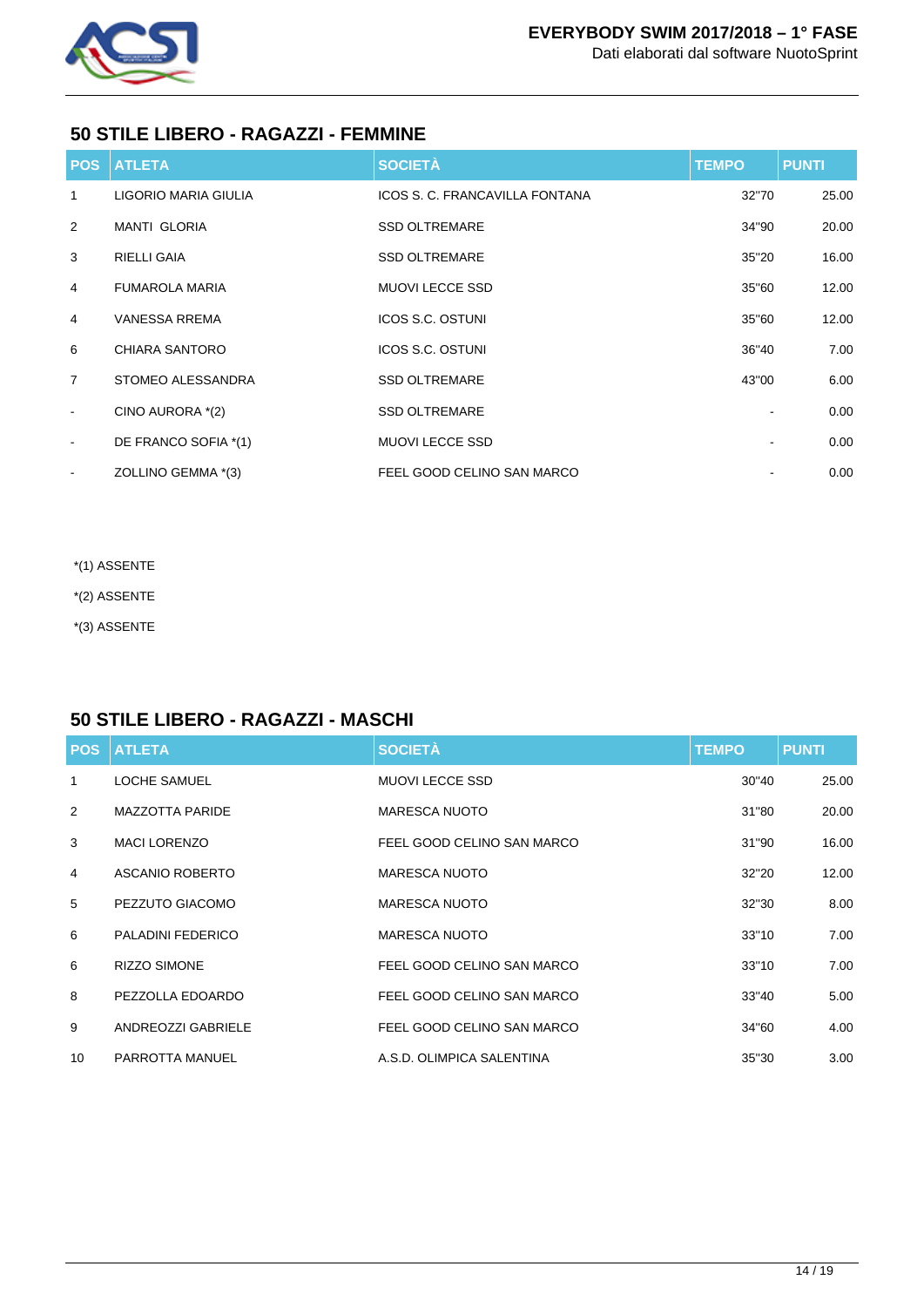## 50 STILE LIBERO - RAGAZZI - FEMMINE

| POS | ATLETA | SOCIETÀ | TEMPO | PUNTI |
|---|---|---|---|---|
| 1 | LIGORIO MARIA GIULIA | ICOS S. C. FRANCAVILLA FONTANA | 32"70 | 25.00 |
| 2 | MANTI  GLORIA | SSD OLTREMARE | 34"90 | 20.00 |
| 3 | RIELLI GAIA | SSD OLTREMARE | 35"20 | 16.00 |
| 4 | FUMAROLA MARIA | MUOVI LECCE SSD | 35"60 | 12.00 |
| 4 | VANESSA RREMA | ICOS S.C. OSTUNI | 35"60 | 12.00 |
| 6 | CHIARA SANTORO | ICOS S.C. OSTUNI | 36"40 | 7.00 |
| 7 | STOMEO ALESSANDRA | SSD OLTREMARE | 43"00 | 6.00 |
| - | CINO AURORA *(2) | SSD OLTREMARE | - | 0.00 |
| - | DE FRANCO SOFIA *(1) | MUOVI LECCE SSD | - | 0.00 |
| - | ZOLLINO GEMMA *(3) | FEEL GOOD CELINO SAN MARCO | - | 0.00 |

*(1) ASSENTE

*(2) ASSENTE

*(3) ASSENTE

## 50 STILE LIBERO - RAGAZZI - MASCHI

| POS | ATLETA | SOCIETÀ | TEMPO | PUNTI |
|---|---|---|---|---|
| 1 | LOCHE SAMUEL | MUOVI LECCE SSD | 30"40 | 25.00 |
| 2 | MAZZOTTA PARIDE | MARESCA NUOTO | 31"80 | 20.00 |
| 3 | MACI LORENZO | FEEL GOOD CELINO SAN MARCO | 31"90 | 16.00 |
| 4 | ASCANIO ROBERTO | MARESCA NUOTO | 32"20 | 12.00 |
| 5 | PEZZUTO GIACOMO | MARESCA NUOTO | 32"30 | 8.00 |
| 6 | PALADINI FEDERICO | MARESCA NUOTO | 33"10 | 7.00 |
| 6 | RIZZO SIMONE | FEEL GOOD CELINO SAN MARCO | 33"10 | 7.00 |
| 8 | PEZZOLLA EDOARDO | FEEL GOOD CELINO SAN MARCO | 33"40 | 5.00 |
| 9 | ANDREOZZI GABRIELE | FEEL GOOD CELINO SAN MARCO | 34"60 | 4.00 |
| 10 | PARROTTA MANUEL | A.S.D. OLIMPICA SALENTINA | 35"30 | 3.00 |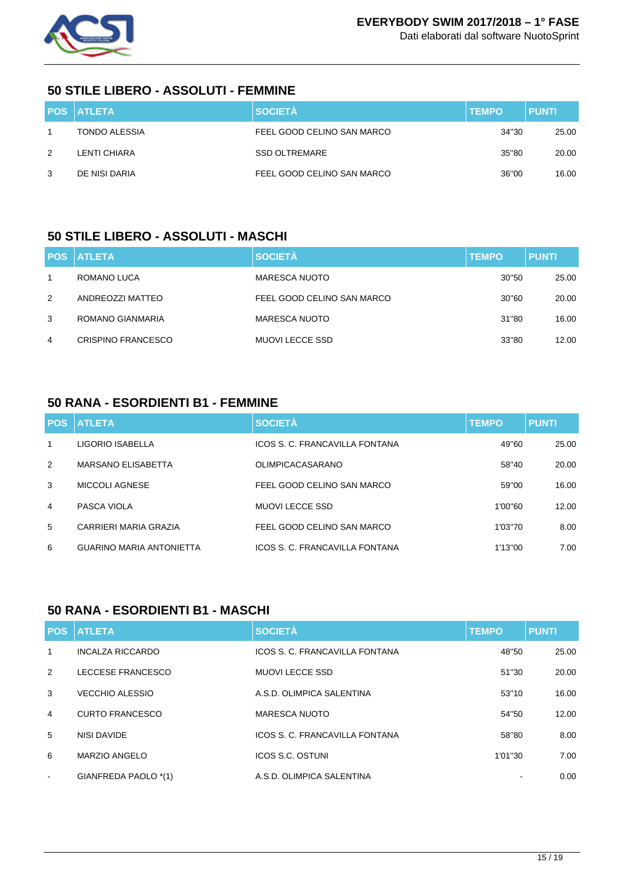## 50 STILE LIBERO - ASSOLUTI - FEMMINE

| POS | ATLETA | SOCIETÀ | TEMPO | PUNTI |
|---|---|---|---|---|
| 1 | TONDO ALESSIA | FEEL GOOD CELINO SAN MARCO | 34"30 | 25.00 |
| 2 | LENTI CHIARA | SSD OLTREMARE | 35"80 | 20.00 |
| 3 | DE NISI DARIA | FEEL GOOD CELINO SAN MARCO | 36"00 | 16.00 |

## 50 STILE LIBERO - ASSOLUTI - MASCHI

| POS | ATLETA | SOCIETÀ | TEMPO | PUNTI |
|---|---|---|---|---|
| 1 | ROMANO LUCA | MARESCA NUOTO | 30"50 | 25.00 |
| 2 | ANDREOZZI MATTEO | FEEL GOOD CELINO SAN MARCO | 30"60 | 20.00 |
| 3 | ROMANO GIANMARIA | MARESCA NUOTO | 31"80 | 16.00 |
| 4 | CRISPINO FRANCESCO | MUOVI LECCE SSD | 33"80 | 12.00 |

## 50 RANA - ESORDIENTI B1 - FEMMINE

| POS | ATLETA | SOCIETÀ | TEMPO | PUNTI |
|---|---|---|---|---|
| 1 | LIGORIO ISABELLA | ICOS S. C. FRANCAVILLA FONTANA | 49"60 | 25.00 |
| 2 | MARSANO ELISABETTA | OLIMPICACASARANO | 58"40 | 20.00 |
| 3 | MICCOLI AGNESE | FEEL GOOD CELINO SAN MARCO | 59"00 | 16.00 |
| 4 | PASCA VIOLA | MUOVI LECCE SSD | 1'00"60 | 12.00 |
| 5 | CARRIERI MARIA GRAZIA | FEEL GOOD CELINO SAN MARCO | 1'03"70 | 8.00 |
| 6 | GUARINO MARIA ANTONIETTA | ICOS S. C. FRANCAVILLA FONTANA | 1'13"00 | 7.00 |

## 50 RANA - ESORDIENTI B1 - MASCHI

| POS | ATLETA | SOCIETÀ | TEMPO | PUNTI |
|---|---|---|---|---|
| 1 | INCALZA RICCARDO | ICOS S. C. FRANCAVILLA FONTANA | 48"50 | 25.00 |
| 2 | LECCESE FRANCESCO | MUOVI LECCE SSD | 51"30 | 20.00 |
| 3 | VECCHIO ALESSIO | A.S.D. OLIMPICA SALENTINA | 53"10 | 16.00 |
| 4 | CURTO FRANCESCO | MARESCA NUOTO | 54"50 | 12.00 |
| 5 | NISI DAVIDE | ICOS S. C. FRANCAVILLA FONTANA | 58"80 | 8.00 |
| 6 | MARZIO ANGELO | ICOS S.C. OSTUNI | 1'01"30 | 7.00 |
| - | GIANFREDA PAOLO *(1) | A.S.D. OLIMPICA SALENTINA | - | 0.00 |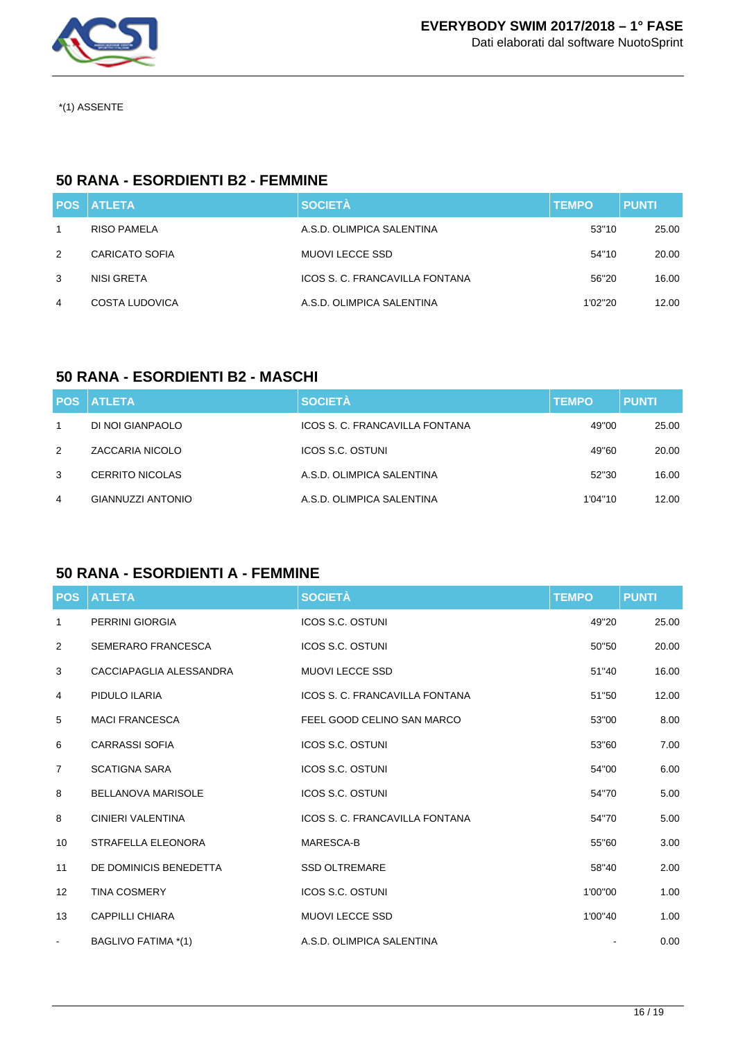*(1) ASSENTE

## 50 RANA - ESORDIENTI B2 - FEMMINE

| POS | ATLETA | SOCIETÀ | TEMPO | PUNTI |
|---|---|---|---|---|
| 1 | RISO PAMELA | A.S.D. OLIMPICA SALENTINA | 53"10 | 25.00 |
| 2 | CARICATO SOFIA | MUOVI LECCE SSD | 54"10 | 20.00 |
| 3 | NISI GRETA | ICOS S. C. FRANCAVILLA FONTANA | 56"20 | 16.00 |
| 4 | COSTA LUDOVICA | A.S.D. OLIMPICA SALENTINA | 1'02"20 | 12.00 |

## 50 RANA - ESORDIENTI B2 - MASCHI

| POS | ATLETA | SOCIETÀ | TEMPO | PUNTI |
|---|---|---|---|---|
| 1 | DI NOI GIANPAOLO | ICOS S. C. FRANCAVILLA FONTANA | 49"00 | 25.00 |
| 2 | ZACCARIA NICOLO | ICOS S.C. OSTUNI | 49"60 | 20.00 |
| 3 | CERRITO NICOLAS | A.S.D. OLIMPICA SALENTINA | 52"30 | 16.00 |
| 4 | GIANNUZZI ANTONIO | A.S.D. OLIMPICA SALENTINA | 1'04"10 | 12.00 |

## 50 RANA - ESORDIENTI A - FEMMINE

| POS | ATLETA | SOCIETÀ | TEMPO | PUNTI |
|---|---|---|---|---|
| 1 | PERRINI GIORGIA | ICOS S.C. OSTUNI | 49"20 | 25.00 |
| 2 | SEMERARO FRANCESCA | ICOS S.C. OSTUNI | 50"50 | 20.00 |
| 3 | CACCIAPAGLIA ALESSANDRA | MUOVI LECCE SSD | 51"40 | 16.00 |
| 4 | PIDULO ILARIA | ICOS S. C. FRANCAVILLA FONTANA | 51"50 | 12.00 |
| 5 | MACI FRANCESCA | FEEL GOOD CELINO SAN MARCO | 53"00 | 8.00 |
| 6 | CARRASSI SOFIA | ICOS S.C. OSTUNI | 53"60 | 7.00 |
| 7 | SCATIGNA SARA | ICOS S.C. OSTUNI | 54"00 | 6.00 |
| 8 | BELLANOVA MARISOLE | ICOS S.C. OSTUNI | 54"70 | 5.00 |
| 8 | CINIERI VALENTINA | ICOS S. C. FRANCAVILLA FONTANA | 54"70 | 5.00 |
| 10 | STRAFELLA ELEONORA | MARESCA-B | 55"60 | 3.00 |
| 11 | DE DOMINICIS BENEDETTA | SSD OLTREMARE | 58"40 | 2.00 |
| 12 | TINA COSMERY | ICOS S.C. OSTUNI | 1'00"00 | 1.00 |
| 13 | CAPPILLI CHIARA | MUOVI LECCE SSD | 1'00"40 | 1.00 |
| - | BAGLIVO FATIMA *(1) | A.S.D. OLIMPICA SALENTINA | - | 0.00 |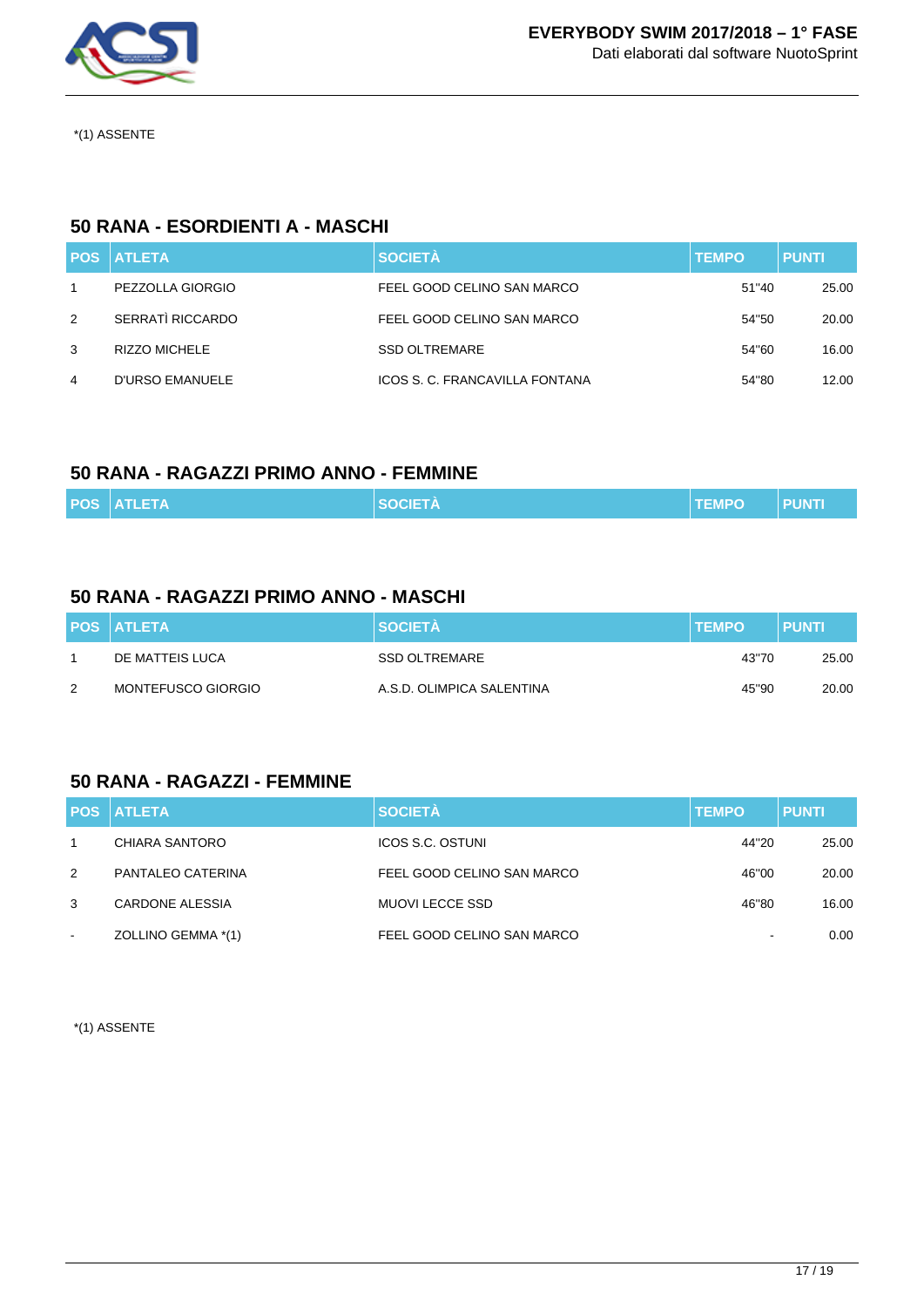*(1) ASSENTE

## 50 RANA - ESORDIENTI A - MASCHI

| POS | ATLETA | SOCIETÀ | TEMPO | PUNTI |
|---|---|---|---|---|
| 1 | PEZZOLLA GIORGIO | FEEL GOOD CELINO SAN MARCO | 51"40 | 25.00 |
| 2 | SERRATÌ RICCARDO | FEEL GOOD CELINO SAN MARCO | 54"50 | 20.00 |
| 3 | RIZZO MICHELE | SSD OLTREMARE | 54"60 | 16.00 |
| 4 | D'URSO EMANUELE | ICOS S. C. FRANCAVILLA FONTANA | 54"80 | 12.00 |

## 50 RANA - RAGAZZI PRIMO ANNO - FEMMINE

| POS | ATLETA | SOCIETÀ | TEMPO | PUNTI |
|---|---|---|---|---|

## 50 RANA - RAGAZZI PRIMO ANNO - MASCHI

| POS | ATLETA | SOCIETÀ | TEMPO | PUNTI |
|---|---|---|---|---|
| 1 | DE MATTEIS LUCA | SSD OLTREMARE | 43"70 | 25.00 |
| 2 | MONTEFUSCO GIORGIO | A.S.D. OLIMPICA SALENTINA | 45"90 | 20.00 |

## 50 RANA - RAGAZZI - FEMMINE

| POS | ATLETA | SOCIETÀ | TEMPO | PUNTI |
|---|---|---|---|---|
| 1 | CHIARA SANTORO | ICOS S.C. OSTUNI | 44"20 | 25.00 |
| 2 | PANTALEO CATERINA | FEEL GOOD CELINO SAN MARCO | 46"00 | 20.00 |
| 3 | CARDONE ALESSIA | MUOVI LECCE SSD | 46"80 | 16.00 |
| - | ZOLLINO GEMMA *(1) | FEEL GOOD CELINO SAN MARCO | - | 0.00 |

*(1) ASSENTE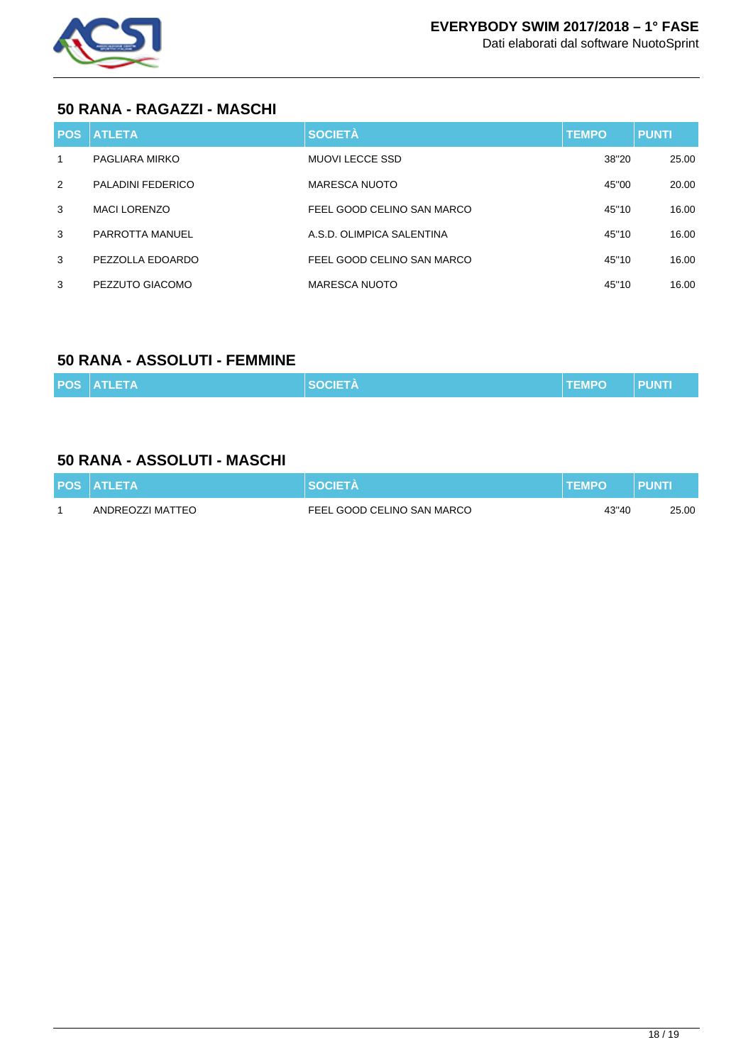## 50 RANA - RAGAZZI - MASCHI

| POS | ATLETA | SOCIETÀ | TEMPO | PUNTI |
|---|---|---|---|---|
| 1 | PAGLIARA MIRKO | MUOVI LECCE SSD | 38"20 | 25.00 |
| 2 | PALADINI FEDERICO | MARESCA NUOTO | 45"00 | 20.00 |
| 3 | MACI LORENZO | FEEL GOOD CELINO SAN MARCO | 45"10 | 16.00 |
| 3 | PARROTTA MANUEL | A.S.D. OLIMPICA SALENTINA | 45"10 | 16.00 |
| 3 | PEZZOLLA EDOARDO | FEEL GOOD CELINO SAN MARCO | 45"10 | 16.00 |
| 3 | PEZZUTO GIACOMO | MARESCA NUOTO | 45"10 | 16.00 |

## 50 RANA - ASSOLUTI - FEMMINE

| POS | ATLETA | SOCIETÀ | TEMPO | PUNTI |
|---|---|---|---|---|

## 50 RANA - ASSOLUTI - MASCHI

| POS | ATLETA | SOCIETÀ | TEMPO | PUNTI |
|---|---|---|---|---|
| 1 | ANDREOZZI MATTEO | FEEL GOOD CELINO SAN MARCO | 43"40 | 25.00 |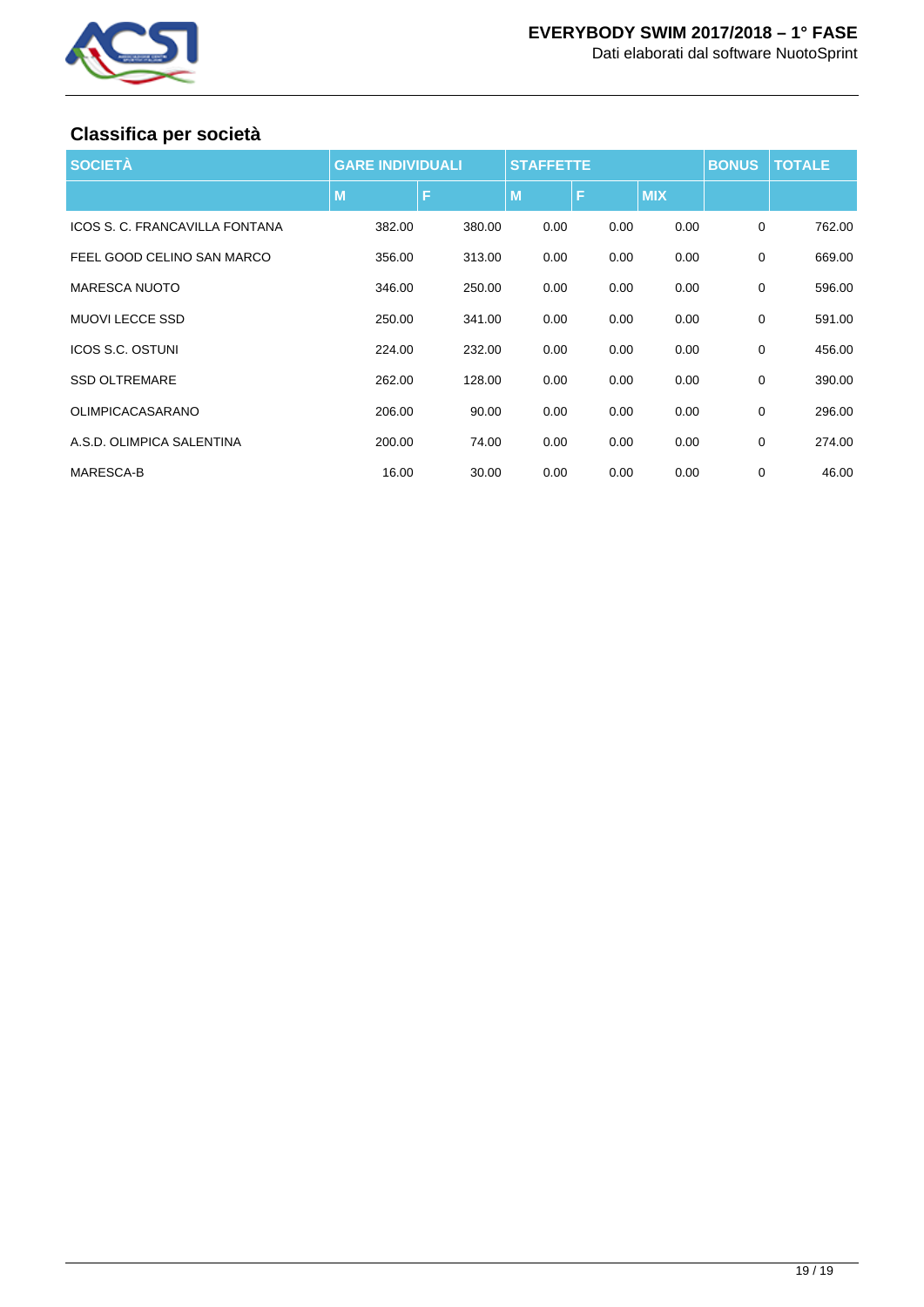## Classifica per società

| SOCIETÀ | GARE INDIVIDUALI | | STAFFETTE | | | BONUS | TOTALE |
|---|---|---|---|---|---|---|---|
| | M | F | M | F | MIX | | |
| ICOS S. C. FRANCAVILLA FONTANA | 382.00 | 380.00 | 0.00 | 0.00 | 0.00 | 0 | 762.00 |
| FEEL GOOD CELINO SAN MARCO | 356.00 | 313.00 | 0.00 | 0.00 | 0.00 | 0 | 669.00 |
| MARESCA NUOTO | 346.00 | 250.00 | 0.00 | 0.00 | 0.00 | 0 | 596.00 |
| MUOVI LECCE SSD | 250.00 | 341.00 | 0.00 | 0.00 | 0.00 | 0 | 591.00 |
| ICOS S.C. OSTUNI | 224.00 | 232.00 | 0.00 | 0.00 | 0.00 | 0 | 456.00 |
| SSD OLTREMARE | 262.00 | 128.00 | 0.00 | 0.00 | 0.00 | 0 | 390.00 |
| OLIMPICACASARANO | 206.00 | 90.00 | 0.00 | 0.00 | 0.00 | 0 | 296.00 |
| A.S.D. OLIMPICA SALENTINA | 200.00 | 74.00 | 0.00 | 0.00 | 0.00 | 0 | 274.00 |
| MARESCA-B | 16.00 | 30.00 | 0.00 | 0.00 | 0.00 | 0 | 46.00 |